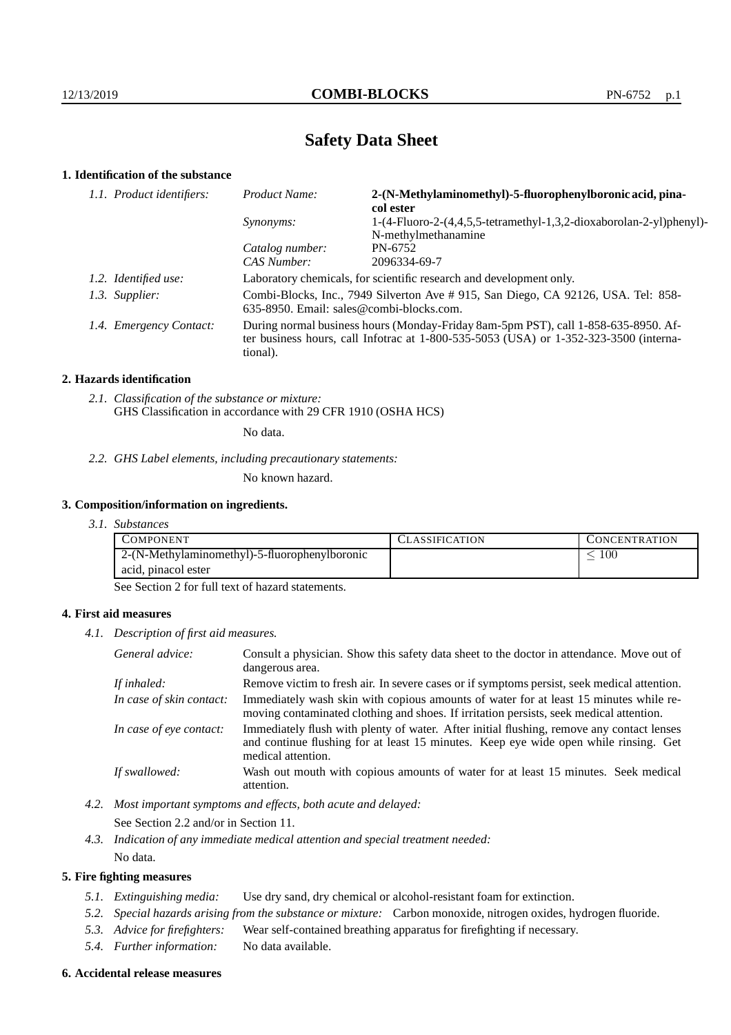# Safety Data Sheet

## 1. Identification of the substance

*1.1. Product identifiers:*

| | |
|---|---|
| *Product Name:* | **2-(N-Methylaminomethyl)-5-fluorophenylboronic acid, pinacol ester** |
| *Synonyms:* | 1-(4-Fluoro-2-(4,4,5,5-tetramethyl-1,3,2-dioxaborolan-2-yl)phenyl)-N-methylmethanamine |
| *Catalog number:* | PN-6752 |
| *CAS Number:* | 2096334-69-7 |

*1.2. Identified use:* Laboratory chemicals, for scientific research and development only.

*1.3. Supplier:* Combi-Blocks, Inc., 7949 Silverton Ave # 915, San Diego, CA 92126, USA. Tel: 858-635-8950. Email: sales@combi-blocks.com.

*1.4. Emergency Contact:* During normal business hours (Monday-Friday 8am-5pm PST), call 1-858-635-8950. After business hours, call Infotrac at 1-800-535-5053 (USA) or 1-352-323-3500 (international).

## 2. Hazards identification

*2.1. Classification of the substance or mixture:*
GHS Classification in accordance with 29 CFR 1910 (OSHA HCS)

No data.

*2.2. GHS Label elements, including precautionary statements:*

No known hazard.

## 3. Composition/information on ingredients.

*3.1. Substances*

| COMPONENT | CLASSIFICATION | CONCENTRATION |
|---|---|---|
| 2-(N-Methylaminomethyl)-5-fluorophenylboronic acid, pinacol ester | | $\leq 100$ |

See Section 2 for full text of hazard statements.

## 4. First aid measures

*4.1. Description of first aid measures.*

*General advice:* Consult a physician. Show this safety data sheet to the doctor in attendance. Move out of dangerous area.

*If inhaled:* Remove victim to fresh air. In severe cases or if symptoms persist, seek medical attention.

*In case of skin contact:* Immediately wash skin with copious amounts of water for at least 15 minutes while removing contaminated clothing and shoes. If irritation persists, seek medical attention.

*In case of eye contact:* Immediately flush with plenty of water. After initial flushing, remove any contact lenses and continue flushing for at least 15 minutes. Keep eye wide open while rinsing. Get medical attention.

*If swallowed:* Wash out mouth with copious amounts of water for at least 15 minutes. Seek medical attention.

*4.2. Most important symptoms and effects, both acute and delayed:*

See Section 2.2 and/or in Section 11.

*4.3. Indication of any immediate medical attention and special treatment needed:*

No data.

## 5. Fire fighting measures

*5.1. Extinguishing media:* Use dry sand, dry chemical or alcohol-resistant foam for extinction.

*5.2. Special hazards arising from the substance or mixture:* Carbon monoxide, nitrogen oxides, hydrogen fluoride.

*5.3. Advice for firefighters:* Wear self-contained breathing apparatus for firefighting if necessary.

*5.4. Further information:* No data available.

## 6. Accidental release measures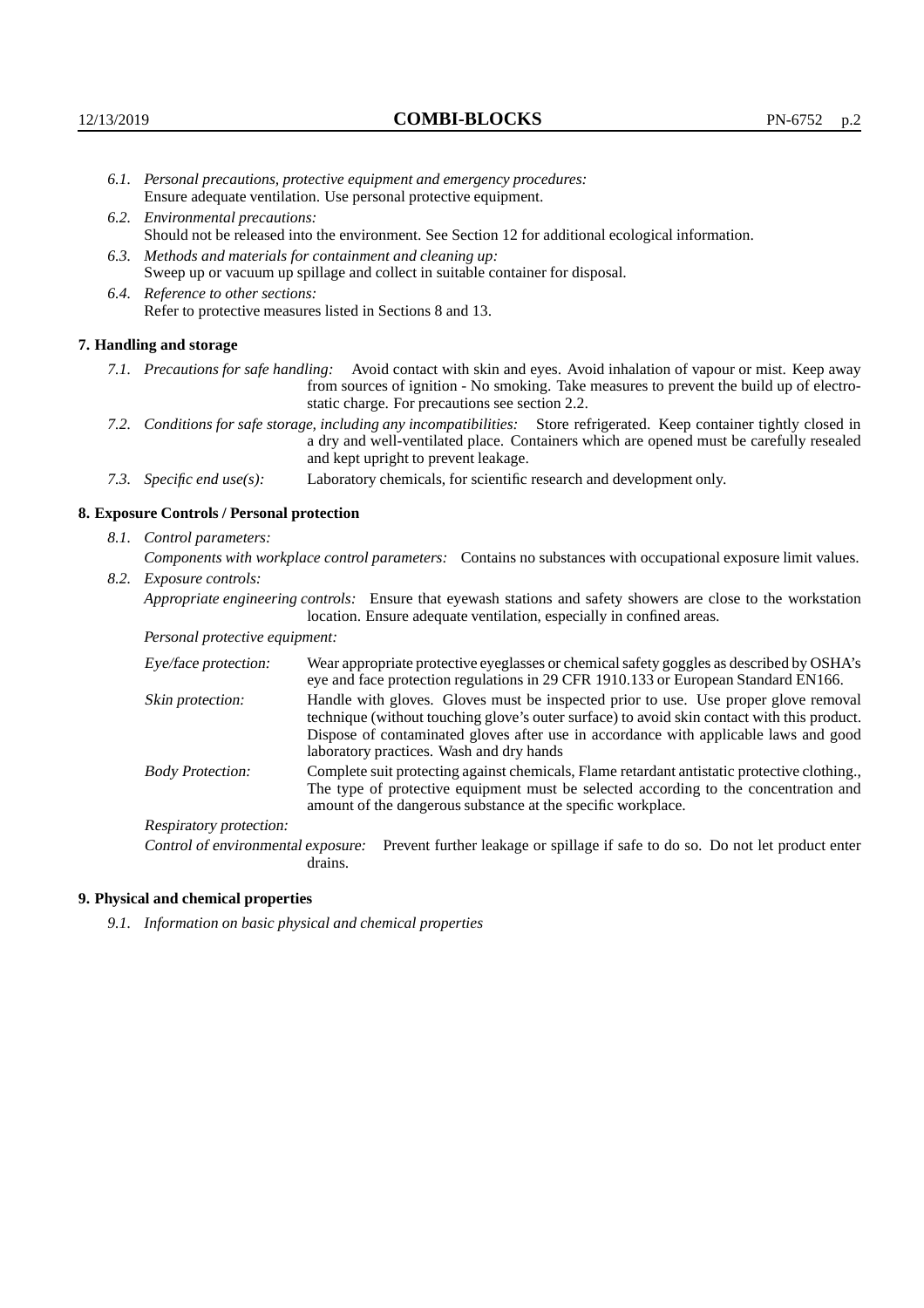6.1. *Personal precautions, protective equipment and emergency procedures:*
Ensure adequate ventilation. Use personal protective equipment.

6.2. *Environmental precautions:*
Should not be released into the environment. See Section 12 for additional ecological information.

6.3. *Methods and materials for containment and cleaning up:*
Sweep up or vacuum up spillage and collect in suitable container for disposal.

6.4. *Reference to other sections:*
Refer to protective measures listed in Sections 8 and 13.

## 7. Handling and storage

7.1. *Precautions for safe handling:* Avoid contact with skin and eyes. Avoid inhalation of vapour or mist. Keep away from sources of ignition - No smoking. Take measures to prevent the build up of electrostatic charge. For precautions see section 2.2.

7.2. *Conditions for safe storage, including any incompatibilities:* Store refrigerated. Keep container tightly closed in a dry and well-ventilated place. Containers which are opened must be carefully resealed and kept upright to prevent leakage.

7.3. *Specific end use(s):* Laboratory chemicals, for scientific research and development only.

## 8. Exposure Controls / Personal protection

8.1. *Control parameters:*

*Components with workplace control parameters:* Contains no substances with occupational exposure limit values.

8.2. *Exposure controls:*

*Appropriate engineering controls:* Ensure that eyewash stations and safety showers are close to the workstation location. Ensure adequate ventilation, especially in confined areas.

*Personal protective equipment:*

*Eye/face protection:* Wear appropriate protective eyeglasses or chemical safety goggles as described by OSHA's eye and face protection regulations in 29 CFR 1910.133 or European Standard EN166.

*Skin protection:* Handle with gloves. Gloves must be inspected prior to use. Use proper glove removal technique (without touching glove's outer surface) to avoid skin contact with this product. Dispose of contaminated gloves after use in accordance with applicable laws and good laboratory practices. Wash and dry hands

*Body Protection:* Complete suit protecting against chemicals, Flame retardant antistatic protective clothing., The type of protective equipment must be selected according to the concentration and amount of the dangerous substance at the specific workplace.

*Respiratory protection:*

*Control of environmental exposure:* Prevent further leakage or spillage if safe to do so. Do not let product enter drains.

## 9. Physical and chemical properties

9.1. *Information on basic physical and chemical properties*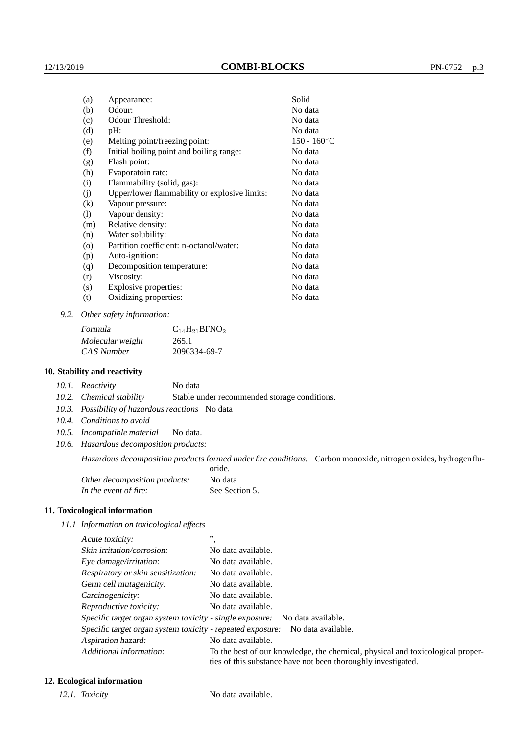| | | |
|---|---|---|
| (a) | Appearance: | Solid |
| (b) | Odour: | No data |
| (c) | Odour Threshold: | No data |
| (d) | pH: | No data |
| (e) | Melting point/freezing point: | 150 - 160°C |
| (f) | Initial boiling point and boiling range: | No data |
| (g) | Flash point: | No data |
| (h) | Evaporatoin rate: | No data |
| (i) | Flammability (solid, gas): | No data |
| (j) | Upper/lower flammability or explosive limits: | No data |
| (k) | Vapour pressure: | No data |
| (l) | Vapour density: | No data |
| (m) | Relative density: | No data |
| (n) | Water solubility: | No data |
| (o) | Partition coefficient: n-octanol/water: | No data |
| (p) | Auto-ignition: | No data |
| (q) | Decomposition temperature: | No data |
| (r) | Viscosity: | No data |
| (s) | Explosive properties: | No data |
| (t) | Oxidizing properties: | No data |

9.2. *Other safety information:*

| | |
|---|---|
| *Formula* | $C_{14}H_{21}BFNO_2$ |
| *Molecular weight* | 265.1 |
| *CAS Number* | 2096334-69-7 |

## 10. Stability and reactivity

10.1. *Reactivity* No data

10.2. *Chemical stability* Stable under recommended storage conditions.

10.3. *Possibility of hazardous reactions* No data

10.4. *Conditions to avoid*

10.5. *Incompatible material* No data.

10.6. *Hazardous decomposition products:*

*Hazardous decomposition products formed under fire conditions:* Carbon monoxide, nitrogen oxides, hydrogen fluoride.

| | |
|---|---|
| *Other decomposition products:* | No data |
| *In the event of fire:* | See Section 5. |

## 11. Toxicological information

11.1 *Information on toxicological effects*

| | |
|---|---|
| *Acute toxicity:* | ", |
| *Skin irritation/corrosion:* | No data available. |
| *Eye damage/irritation:* | No data available. |
| *Respiratory or skin sensitization:* | No data available. |
| *Germ cell mutagenicity:* | No data available. |
| *Carcinogenicity:* | No data available. |
| *Reproductive toxicity:* | No data available. |
| *Specific target organ system toxicity - single exposure:* | No data available. |
| *Specific target organ system toxicity - repeated exposure:* | No data available. |
| *Aspiration hazard:* | No data available. |
| *Additional information:* | To the best of our knowledge, the chemical, physical and toxicological properties of this substance have not been thoroughly investigated. |

## 12. Ecological information

12.1. *Toxicity* No data available.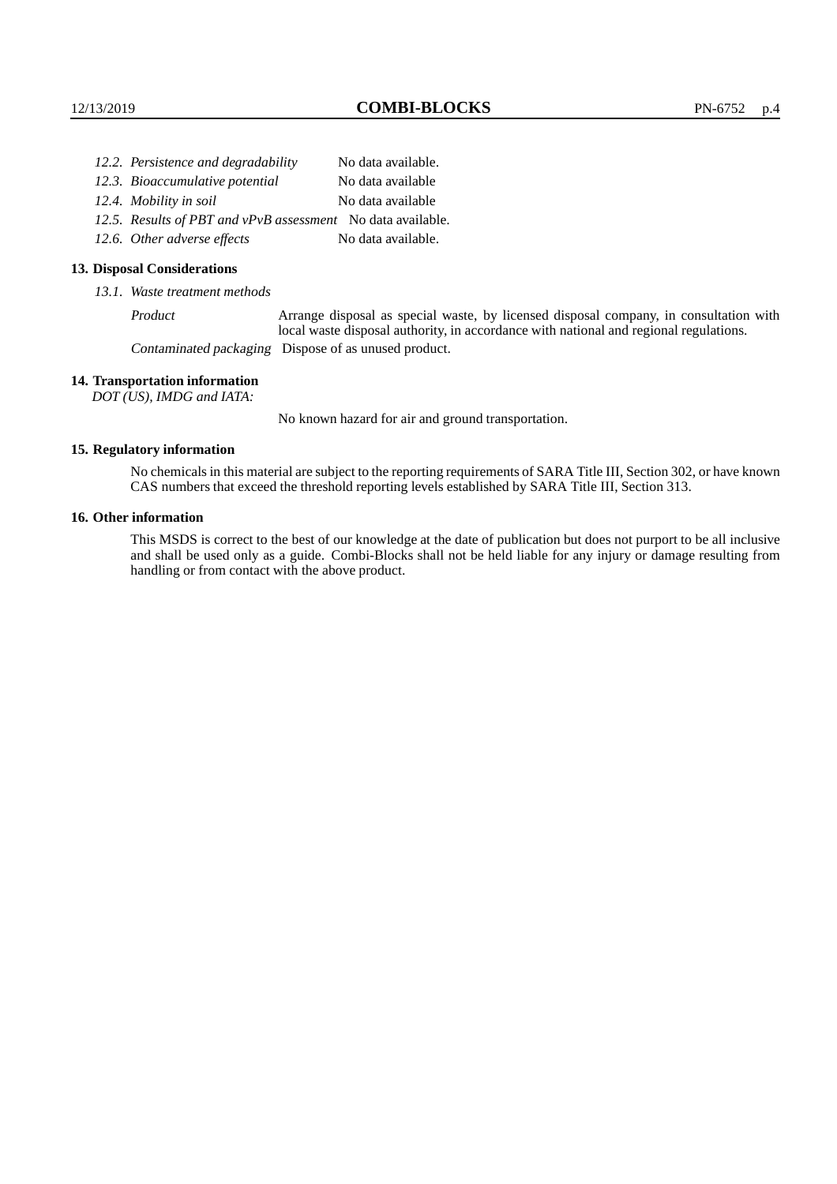*12.2. Persistence and degradability* No data available.

*12.3. Bioaccumulative potential* No data available

*12.4. Mobility in soil* No data available

*12.5. Results of PBT and vPvB assessment* No data available.

*12.6. Other adverse effects* No data available.

## 13. Disposal Considerations

*13.1. Waste treatment methods*

*Product* Arrange disposal as special waste, by licensed disposal company, in consultation with local waste disposal authority, in accordance with national and regional regulations.

*Contaminated packaging* Dispose of as unused product.

## 14. Transportation information

*DOT (US), IMDG and IATA:*

No known hazard for air and ground transportation.

## 15. Regulatory information

No chemicals in this material are subject to the reporting requirements of SARA Title III, Section 302, or have known CAS numbers that exceed the threshold reporting levels established by SARA Title III, Section 313.

## 16. Other information

This MSDS is correct to the best of our knowledge at the date of publication but does not purport to be all inclusive and shall be used only as a guide. Combi-Blocks shall not be held liable for any injury or damage resulting from handling or from contact with the above product.